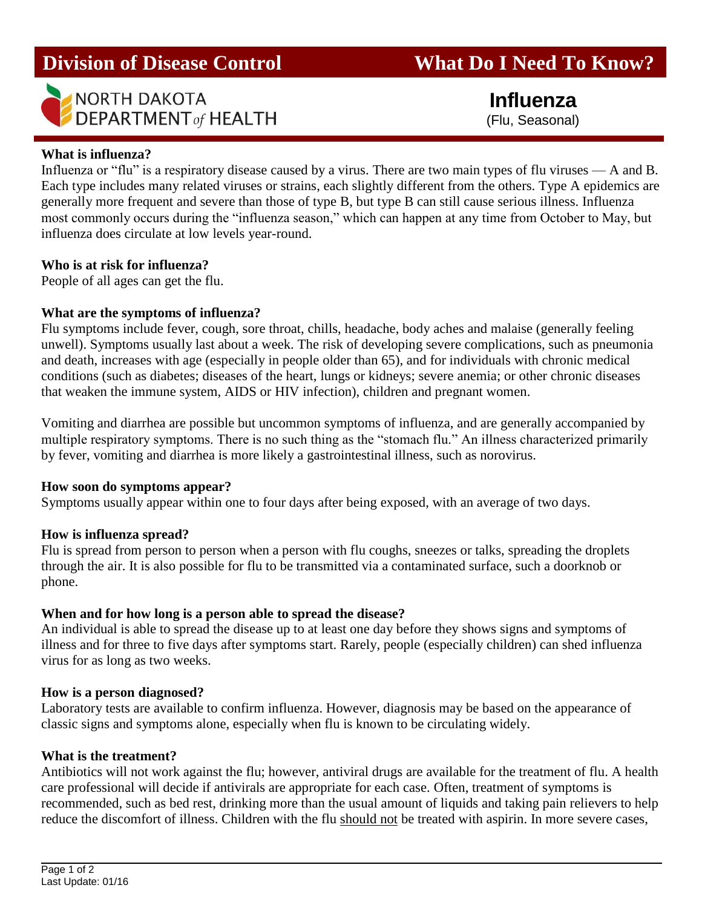# Division of Disease Control — What Do I Need To Know?

NORTH DAKOTA DEPARTMENT *of* HEALTH

## Influenza
(Flu, Seasonal)

**What is influenza?**
Influenza or "flu" is a respiratory disease caused by a virus. There are two main types of flu viruses — A and B. Each type includes many related viruses or strains, each slightly different from the others. Type A epidemics are generally more frequent and severe than those of type B, but type B can still cause serious illness. Influenza most commonly occurs during the "influenza season," which can happen at any time from October to May, but influenza does circulate at low levels year-round.

**Who is at risk for influenza?**
People of all ages can get the flu.

**What are the symptoms of influenza?**
Flu symptoms include fever, cough, sore throat, chills, headache, body aches and malaise (generally feeling unwell). Symptoms usually last about a week. The risk of developing severe complications, such as pneumonia and death, increases with age (especially in people older than 65), and for individuals with chronic medical conditions (such as diabetes; diseases of the heart, lungs or kidneys; severe anemia; or other chronic diseases that weaken the immune system, AIDS or HIV infection), children and pregnant women.

Vomiting and diarrhea are possible but uncommon symptoms of influenza, and are generally accompanied by multiple respiratory symptoms. There is no such thing as the "stomach flu." An illness characterized primarily by fever, vomiting and diarrhea is more likely a gastrointestinal illness, such as norovirus.

**How soon do symptoms appear?**
Symptoms usually appear within one to four days after being exposed, with an average of two days.

**How is influenza spread?**
Flu is spread from person to person when a person with flu coughs, sneezes or talks, spreading the droplets through the air. It is also possible for flu to be transmitted via a contaminated surface, such a doorknob or phone.

**When and for how long is a person able to spread the disease?**
An individual is able to spread the disease up to at least one day before they shows signs and symptoms of illness and for three to five days after symptoms start. Rarely, people (especially children) can shed influenza virus for as long as two weeks.

**How is a person diagnosed?**
Laboratory tests are available to confirm influenza. However, diagnosis may be based on the appearance of classic signs and symptoms alone, especially when flu is known to be circulating widely.

**What is the treatment?**
Antibiotics will not work against the flu; however, antiviral drugs are available for the treatment of flu. A health care professional will decide if antivirals are appropriate for each case. Often, treatment of symptoms is recommended, such as bed rest, drinking more than the usual amount of liquids and taking pain relievers to help reduce the discomfort of illness. Children with the flu <u>should not</u> be treated with aspirin. In more severe cases,

Last Update: 01/16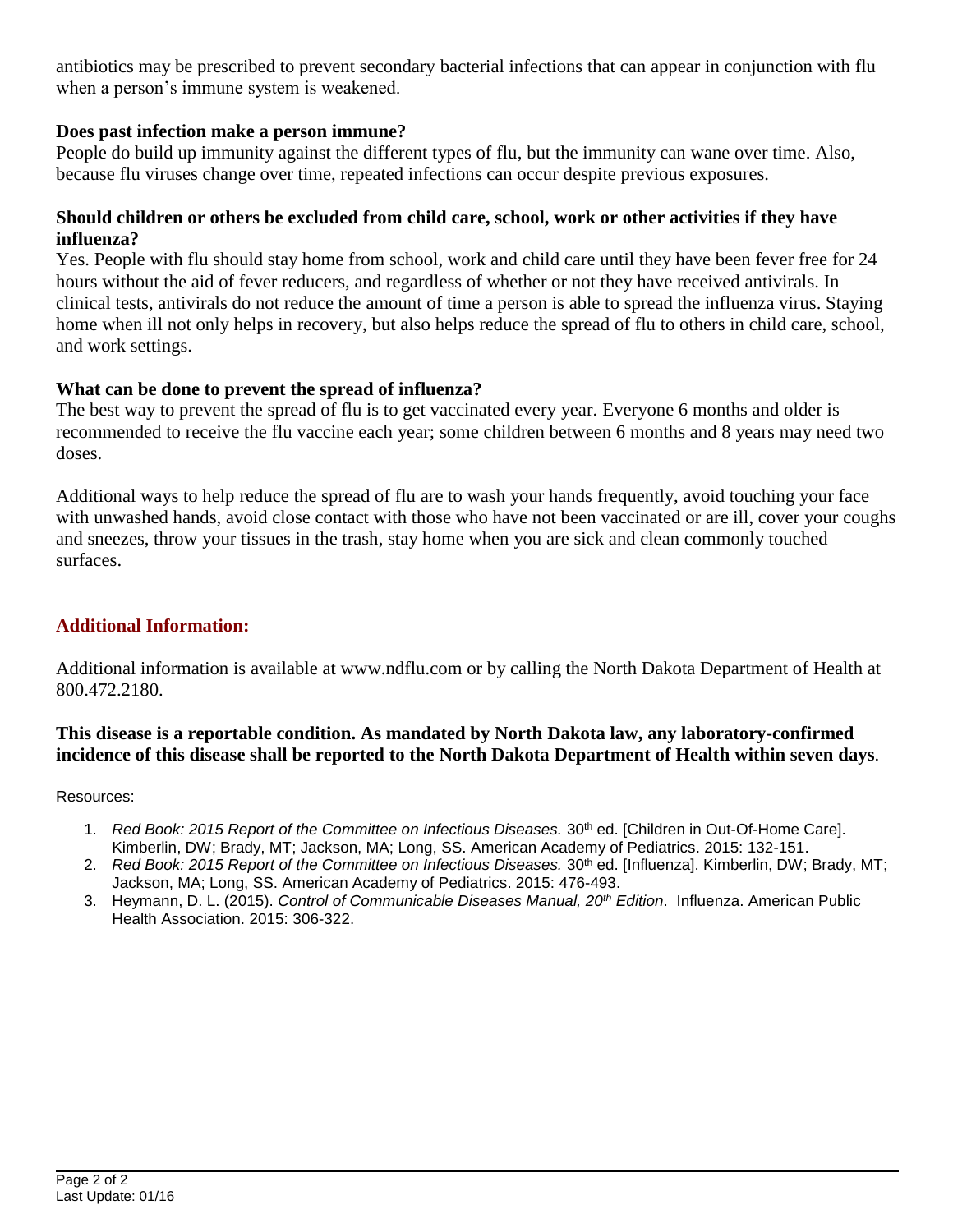antibiotics may be prescribed to prevent secondary bacterial infections that can appear in conjunction with flu when a person's immune system is weakened.

**Does past infection make a person immune?**

People do build up immunity against the different types of flu, but the immunity can wane over time. Also, because flu viruses change over time, repeated infections can occur despite previous exposures.

**Should children or others be excluded from child care, school, work or other activities if they have influenza?**

Yes. People with flu should stay home from school, work and child care until they have been fever free for 24 hours without the aid of fever reducers, and regardless of whether or not they have received antivirals. In clinical tests, antivirals do not reduce the amount of time a person is able to spread the influenza virus. Staying home when ill not only helps in recovery, but also helps reduce the spread of flu to others in child care, school, and work settings.

**What can be done to prevent the spread of influenza?**

The best way to prevent the spread of flu is to get vaccinated every year. Everyone 6 months and older is recommended to receive the flu vaccine each year; some children between 6 months and 8 years may need two doses.

Additional ways to help reduce the spread of flu are to wash your hands frequently, avoid touching your face with unwashed hands, avoid close contact with those who have not been vaccinated or are ill, cover your coughs and sneezes, throw your tissues in the trash, stay home when you are sick and clean commonly touched surfaces.

## Additional Information:

Additional information is available at www.ndflu.com or by calling the North Dakota Department of Health at 800.472.2180.

**This disease is a reportable condition. As mandated by North Dakota law, any laboratory-confirmed incidence of this disease shall be reported to the North Dakota Department of Health within seven days**.

Resources:

1. *Red Book: 2015 Report of the Committee on Infectious Diseases.* 30th ed. [Children in Out-Of-Home Care]. Kimberlin, DW; Brady, MT; Jackson, MA; Long, SS. American Academy of Pediatrics. 2015: 132-151.
2. *Red Book: 2015 Report of the Committee on Infectious Diseases.* 30th ed. [Influenza]. Kimberlin, DW; Brady, MT; Jackson, MA; Long, SS. American Academy of Pediatrics. 2015: 476-493.
3. Heymann, D. L. (2015). *Control of Communicable Diseases Manual, 20th Edition*. Influenza. American Public Health Association. 2015: 306-322.

Last Update: 01/16